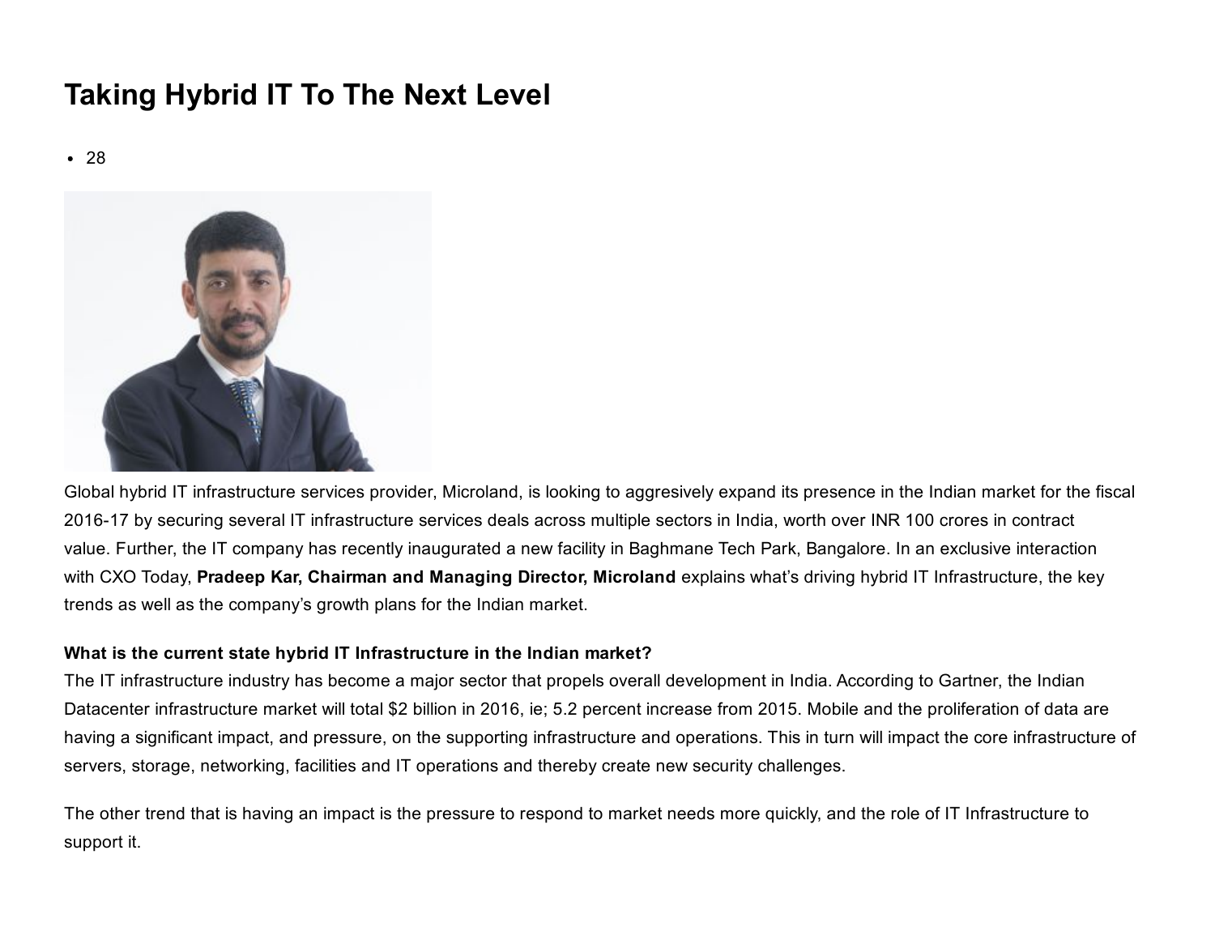# Taking Hybrid IT To The Next Level

- 28

Global hybrid IT infrastructure services provider, Microland, is looking to aggresively expand its presence in the Indian market for the fiscal 2016-17 by securing several IT infrastructure services deals across multiple sectors in India, worth over INR 100 crores in contract value. Further, the IT company has recently inaugurated a new facility in Baghmane Tech Park, Bangalore. In an exclusive interaction with CXO Today, **Pradeep Kar, Chairman and Managing Director, Microland** explains what's driving hybrid IT Infrastructure, the key trends as well as the company's growth plans for the Indian market.

**What is the current state hybrid IT Infrastructure in the Indian market?**
The IT infrastructure industry has become a major sector that propels overall development in India. According to Gartner, the Indian Datacenter infrastructure market will total $2 billion in 2016, ie; 5.2 percent increase from 2015. Mobile and the proliferation of data are having a significant impact, and pressure, on the supporting infrastructure and operations. This in turn will impact the core infrastructure of servers, storage, networking, facilities and IT operations and thereby create new security challenges.

The other trend that is having an impact is the pressure to respond to market needs more quickly, and the role of IT Infrastructure to support it.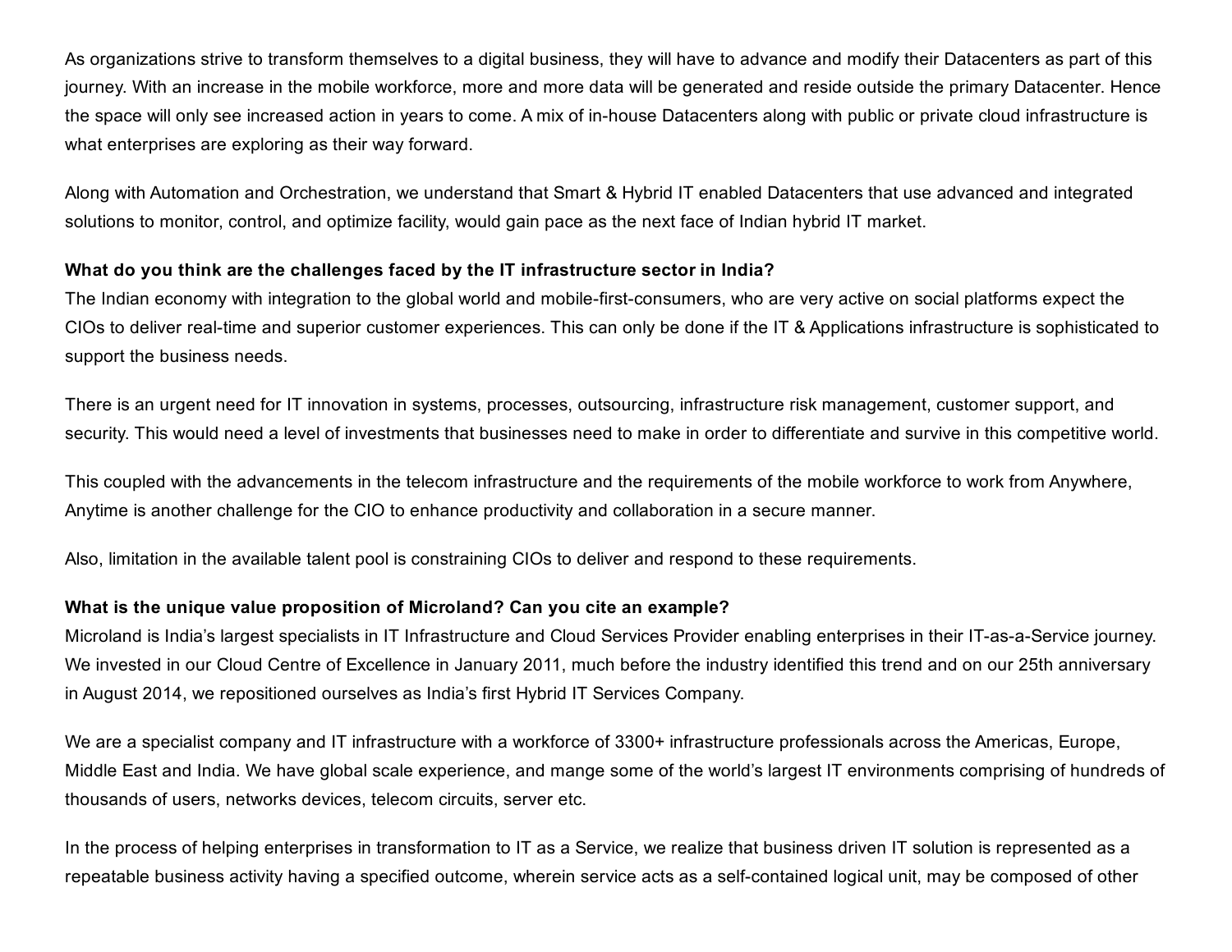As organizations strive to transform themselves to a digital business, they will have to advance and modify their Datacenters as part of this journey. With an increase in the mobile workforce, more and more data will be generated and reside outside the primary Datacenter. Hence the space will only see increased action in years to come. A mix of in-house Datacenters along with public or private cloud infrastructure is what enterprises are exploring as their way forward.

Along with Automation and Orchestration, we understand that Smart & Hybrid IT enabled Datacenters that use advanced and integrated solutions to monitor, control, and optimize facility, would gain pace as the next face of Indian hybrid IT market.

**What do you think are the challenges faced by the IT infrastructure sector in India?**
The Indian economy with integration to the global world and mobile-first-consumers, who are very active on social platforms expect the CIOs to deliver real-time and superior customer experiences. This can only be done if the IT & Applications infrastructure is sophisticated to support the business needs.

There is an urgent need for IT innovation in systems, processes, outsourcing, infrastructure risk management, customer support, and security. This would need a level of investments that businesses need to make in order to differentiate and survive in this competitive world.

This coupled with the advancements in the telecom infrastructure and the requirements of the mobile workforce to work from Anywhere, Anytime is another challenge for the CIO to enhance productivity and collaboration in a secure manner.

Also, limitation in the available talent pool is constraining CIOs to deliver and respond to these requirements.

**What is the unique value proposition of Microland? Can you cite an example?**
Microland is India's largest specialists in IT Infrastructure and Cloud Services Provider enabling enterprises in their IT-as-a-Service journey. We invested in our Cloud Centre of Excellence in January 2011, much before the industry identified this trend and on our 25th anniversary in August 2014, we repositioned ourselves as India's first Hybrid IT Services Company.

We are a specialist company and IT infrastructure with a workforce of 3300+ infrastructure professionals across the Americas, Europe, Middle East and India. We have global scale experience, and mange some of the world's largest IT environments comprising of hundreds of thousands of users, networks devices, telecom circuits, server etc.

In the process of helping enterprises in transformation to IT as a Service, we realize that business driven IT solution is represented as a repeatable business activity having a specified outcome, wherein service acts as a self-contained logical unit, may be composed of other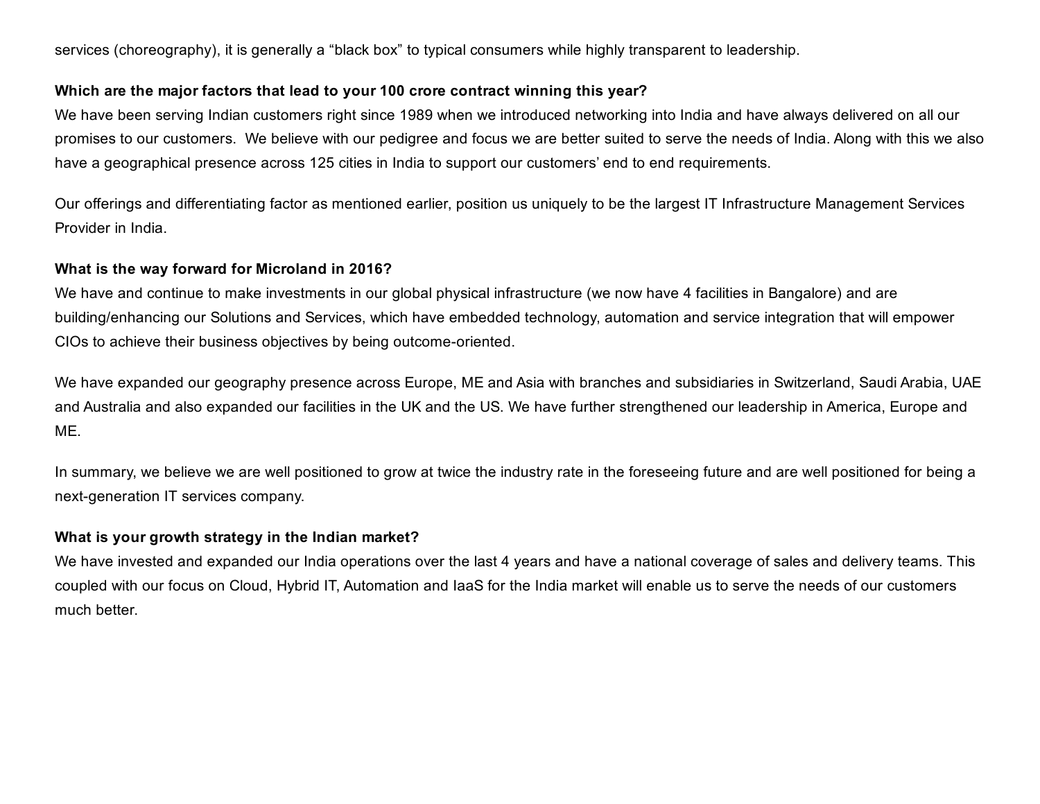services (choreography), it is generally a "black box" to typical consumers while highly transparent to leadership.

**Which are the major factors that lead to your 100 crore contract winning this year?**

We have been serving Indian customers right since 1989 when we introduced networking into India and have always delivered on all our promises to our customers. We believe with our pedigree and focus we are better suited to serve the needs of India. Along with this we also have a geographical presence across 125 cities in India to support our customers' end to end requirements.

Our offerings and differentiating factor as mentioned earlier, position us uniquely to be the largest IT Infrastructure Management Services Provider in India.

**What is the way forward for Microland in 2016?**

We have and continue to make investments in our global physical infrastructure (we now have 4 facilities in Bangalore) and are building/enhancing our Solutions and Services, which have embedded technology, automation and service integration that will empower CIOs to achieve their business objectives by being outcome-oriented.

We have expanded our geography presence across Europe, ME and Asia with branches and subsidiaries in Switzerland, Saudi Arabia, UAE and Australia and also expanded our facilities in the UK and the US. We have further strengthened our leadership in America, Europe and ME.

In summary, we believe we are well positioned to grow at twice the industry rate in the foreseeing future and are well positioned for being a next-generation IT services company.

**What is your growth strategy in the Indian market?**

We have invested and expanded our India operations over the last 4 years and have a national coverage of sales and delivery teams. This coupled with our focus on Cloud, Hybrid IT, Automation and IaaS for the India market will enable us to serve the needs of our customers much better.